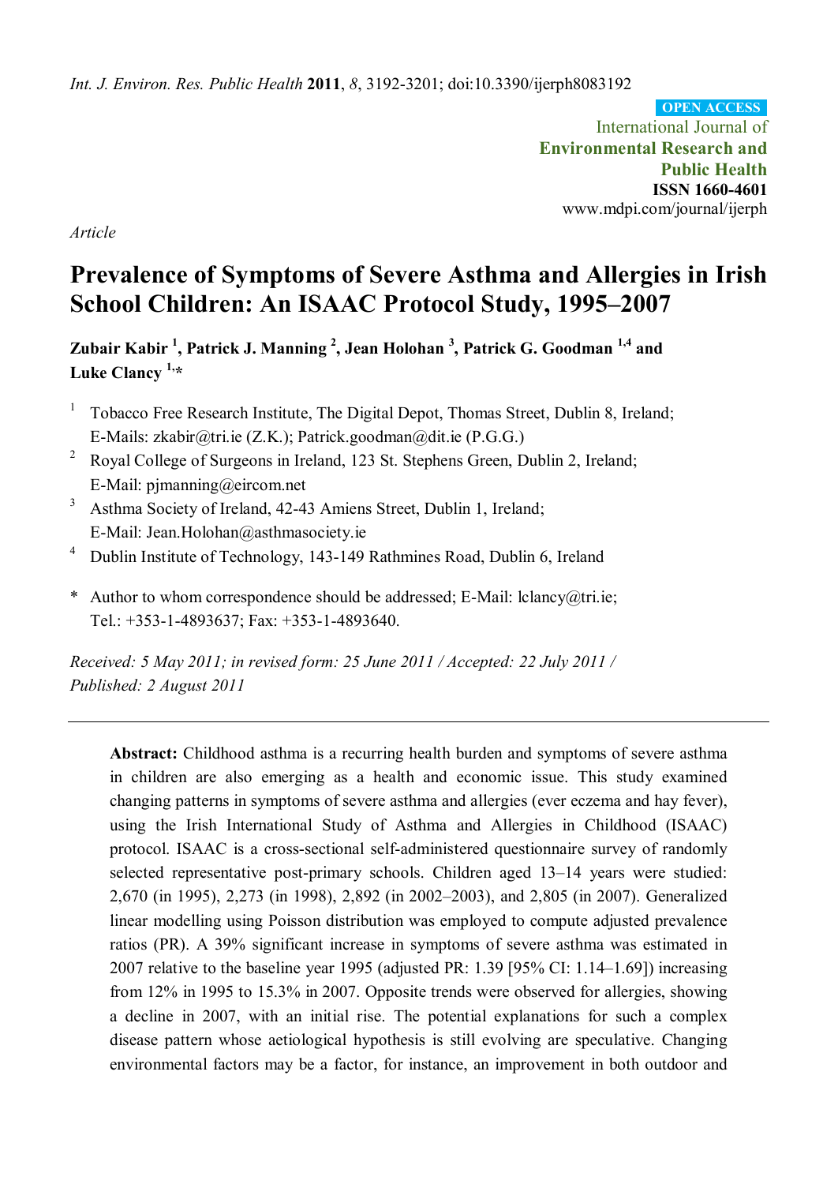*Int. J. Environ. Res. Public Health* **2011**, *8*, 3192-3201; doi:10.3390/ijerph8083192

**OPEN ACCESS**

International Journal of
**Environmental Research and Public Health**
**ISSN 1660-4601**
www.mdpi.com/journal/ijerph

*Article*

# Prevalence of Symptoms of Severe Asthma and Allergies in Irish School Children: An ISAAC Protocol Study, 1995–2007

**Zubair Kabir [1], Patrick J. Manning [2], Jean Holohan [3], Patrick G. Goodman [1,4] and Luke Clancy [1,*]**

[1] Tobacco Free Research Institute, The Digital Depot, Thomas Street, Dublin 8, Ireland; E-Mails: zkabir@tri.ie (Z.K.); Patrick.goodman@dit.ie (P.G.G.)

[2] Royal College of Surgeons in Ireland, 123 St. Stephens Green, Dublin 2, Ireland; E-Mail: pjmanning@eircom.net

[3] Asthma Society of Ireland, 42-43 Amiens Street, Dublin 1, Ireland; E-Mail: Jean.Holohan@asthmasociety.ie

[4] Dublin Institute of Technology, 143-149 Rathmines Road, Dublin 6, Ireland

\* Author to whom correspondence should be addressed; E-Mail: lclancy@tri.ie; Tel.: +353-1-4893637; Fax: +353-1-4893640.

*Received: 5 May 2011; in revised form: 25 June 2011 / Accepted: 22 July 2011 / Published: 2 August 2011*

---

**Abstract:** Childhood asthma is a recurring health burden and symptoms of severe asthma in children are also emerging as a health and economic issue. This study examined changing patterns in symptoms of severe asthma and allergies (ever eczema and hay fever), using the Irish International Study of Asthma and Allergies in Childhood (ISAAC) protocol. ISAAC is a cross-sectional self-administered questionnaire survey of randomly selected representative post-primary schools. Children aged 13–14 years were studied: 2,670 (in 1995), 2,273 (in 1998), 2,892 (in 2002–2003), and 2,805 (in 2007). Generalized linear modelling using Poisson distribution was employed to compute adjusted prevalence ratios (PR). A 39% significant increase in symptoms of severe asthma was estimated in 2007 relative to the baseline year 1995 (adjusted PR: 1.39 [95% CI: 1.14–1.69]) increasing from 12% in 1995 to 15.3% in 2007. Opposite trends were observed for allergies, showing a decline in 2007, with an initial rise. The potential explanations for such a complex disease pattern whose aetiological hypothesis is still evolving are speculative. Changing environmental factors may be a factor, for instance, an improvement in both outdoor and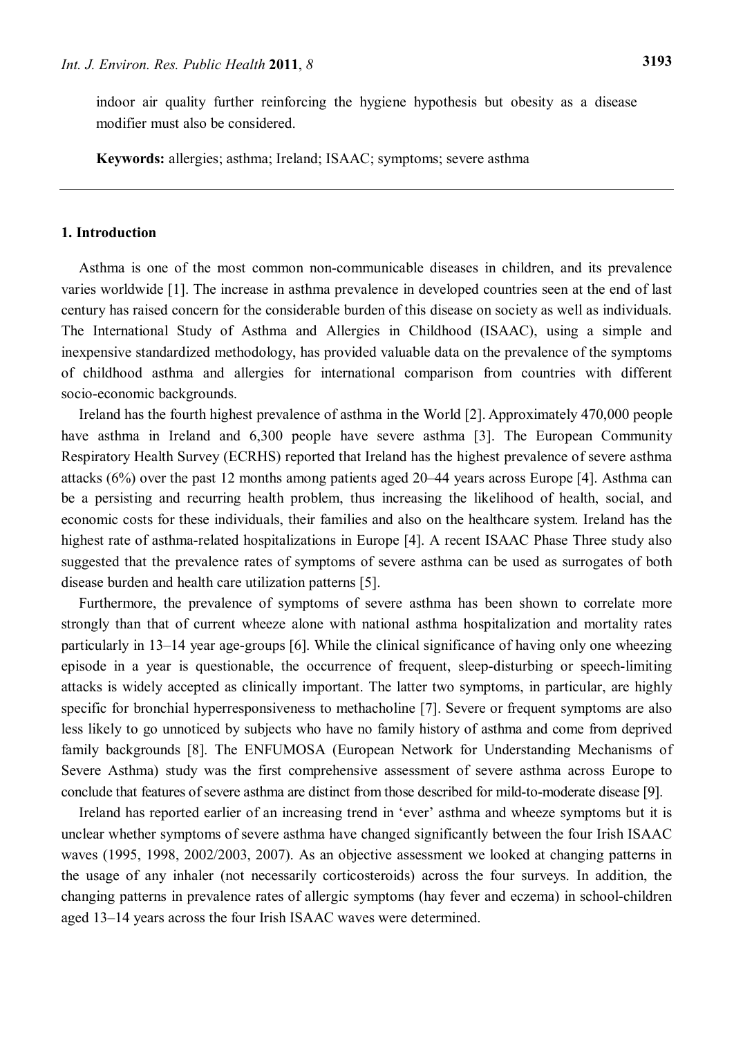indoor air quality further reinforcing the hygiene hypothesis but obesity as a disease modifier must also be considered.

**Keywords:** allergies; asthma; Ireland; ISAAC; symptoms; severe asthma

## 1. Introduction

Asthma is one of the most common non-communicable diseases in children, and its prevalence varies worldwide [1]. The increase in asthma prevalence in developed countries seen at the end of last century has raised concern for the considerable burden of this disease on society as well as individuals. The International Study of Asthma and Allergies in Childhood (ISAAC), using a simple and inexpensive standardized methodology, has provided valuable data on the prevalence of the symptoms of childhood asthma and allergies for international comparison from countries with different socio-economic backgrounds.

Ireland has the fourth highest prevalence of asthma in the World [2]. Approximately 470,000 people have asthma in Ireland and 6,300 people have severe asthma [3]. The European Community Respiratory Health Survey (ECRHS) reported that Ireland has the highest prevalence of severe asthma attacks (6%) over the past 12 months among patients aged 20–44 years across Europe [4]. Asthma can be a persisting and recurring health problem, thus increasing the likelihood of health, social, and economic costs for these individuals, their families and also on the healthcare system. Ireland has the highest rate of asthma-related hospitalizations in Europe [4]. A recent ISAAC Phase Three study also suggested that the prevalence rates of symptoms of severe asthma can be used as surrogates of both disease burden and health care utilization patterns [5].

Furthermore, the prevalence of symptoms of severe asthma has been shown to correlate more strongly than that of current wheeze alone with national asthma hospitalization and mortality rates particularly in 13–14 year age-groups [6]. While the clinical significance of having only one wheezing episode in a year is questionable, the occurrence of frequent, sleep-disturbing or speech-limiting attacks is widely accepted as clinically important. The latter two symptoms, in particular, are highly specific for bronchial hyperresponsiveness to methacholine [7]. Severe or frequent symptoms are also less likely to go unnoticed by subjects who have no family history of asthma and come from deprived family backgrounds [8]. The ENFUMOSA (European Network for Understanding Mechanisms of Severe Asthma) study was the first comprehensive assessment of severe asthma across Europe to conclude that features of severe asthma are distinct from those described for mild-to-moderate disease [9].

Ireland has reported earlier of an increasing trend in 'ever' asthma and wheeze symptoms but it is unclear whether symptoms of severe asthma have changed significantly between the four Irish ISAAC waves (1995, 1998, 2002/2003, 2007). As an objective assessment we looked at changing patterns in the usage of any inhaler (not necessarily corticosteroids) across the four surveys. In addition, the changing patterns in prevalence rates of allergic symptoms (hay fever and eczema) in school-children aged 13–14 years across the four Irish ISAAC waves were determined.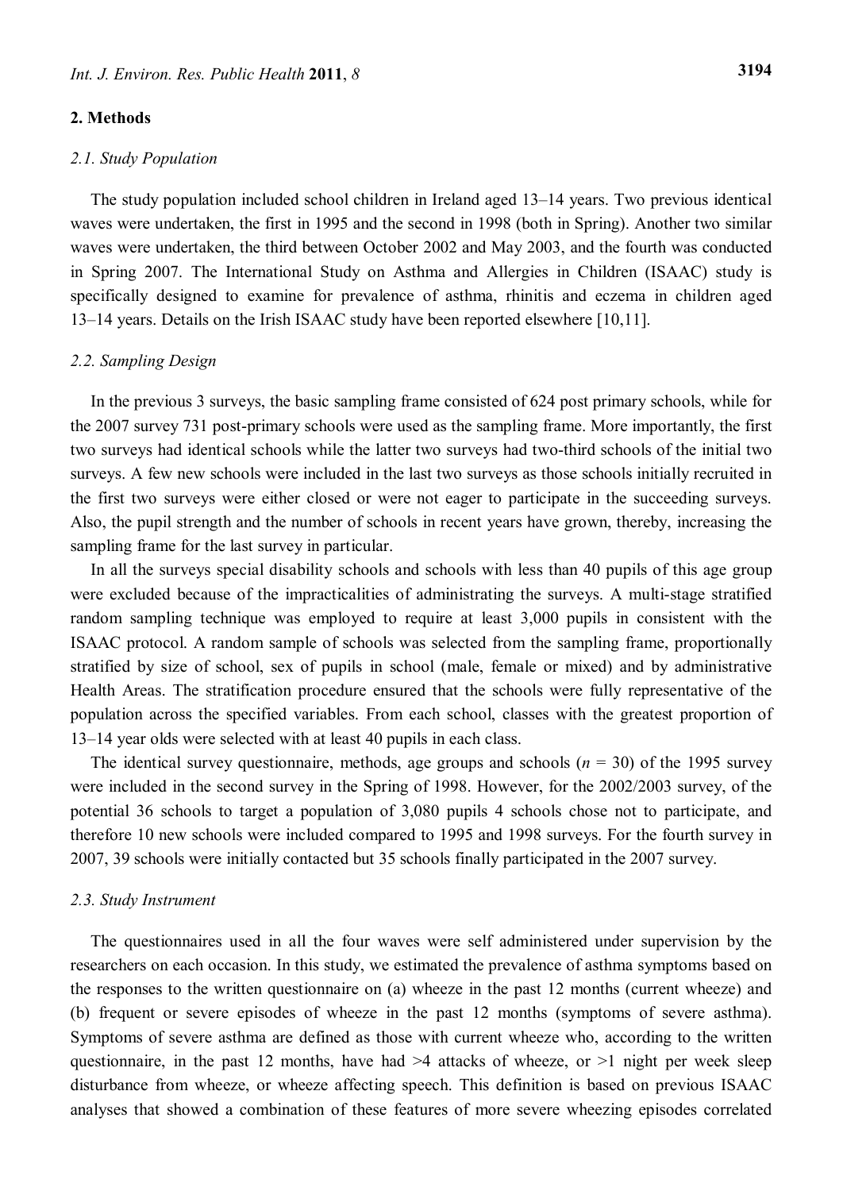## 2. Methods

### *2.1. Study Population*

The study population included school children in Ireland aged 13–14 years. Two previous identical waves were undertaken, the first in 1995 and the second in 1998 (both in Spring). Another two similar waves were undertaken, the third between October 2002 and May 2003, and the fourth was conducted in Spring 2007. The International Study on Asthma and Allergies in Children (ISAAC) study is specifically designed to examine for prevalence of asthma, rhinitis and eczema in children aged 13–14 years. Details on the Irish ISAAC study have been reported elsewhere [10,11].

### *2.2. Sampling Design*

In the previous 3 surveys, the basic sampling frame consisted of 624 post primary schools, while for the 2007 survey 731 post-primary schools were used as the sampling frame. More importantly, the first two surveys had identical schools while the latter two surveys had two-third schools of the initial two surveys. A few new schools were included in the last two surveys as those schools initially recruited in the first two surveys were either closed or were not eager to participate in the succeeding surveys. Also, the pupil strength and the number of schools in recent years have grown, thereby, increasing the sampling frame for the last survey in particular.

In all the surveys special disability schools and schools with less than 40 pupils of this age group were excluded because of the impracticalities of administrating the surveys. A multi-stage stratified random sampling technique was employed to require at least 3,000 pupils in consistent with the ISAAC protocol. A random sample of schools was selected from the sampling frame, proportionally stratified by size of school, sex of pupils in school (male, female or mixed) and by administrative Health Areas. The stratification procedure ensured that the schools were fully representative of the population across the specified variables. From each school, classes with the greatest proportion of 13–14 year olds were selected with at least 40 pupils in each class.

The identical survey questionnaire, methods, age groups and schools ($n$ = 30) of the 1995 survey were included in the second survey in the Spring of 1998. However, for the 2002/2003 survey, of the potential 36 schools to target a population of 3,080 pupils 4 schools chose not to participate, and therefore 10 new schools were included compared to 1995 and 1998 surveys. For the fourth survey in 2007, 39 schools were initially contacted but 35 schools finally participated in the 2007 survey.

### *2.3. Study Instrument*

The questionnaires used in all the four waves were self administered under supervision by the researchers on each occasion. In this study, we estimated the prevalence of asthma symptoms based on the responses to the written questionnaire on (a) wheeze in the past 12 months (current wheeze) and (b) frequent or severe episodes of wheeze in the past 12 months (symptoms of severe asthma). Symptoms of severe asthma are defined as those with current wheeze who, according to the written questionnaire, in the past 12 months, have had >4 attacks of wheeze, or >1 night per week sleep disturbance from wheeze, or wheeze affecting speech. This definition is based on previous ISAAC analyses that showed a combination of these features of more severe wheezing episodes correlated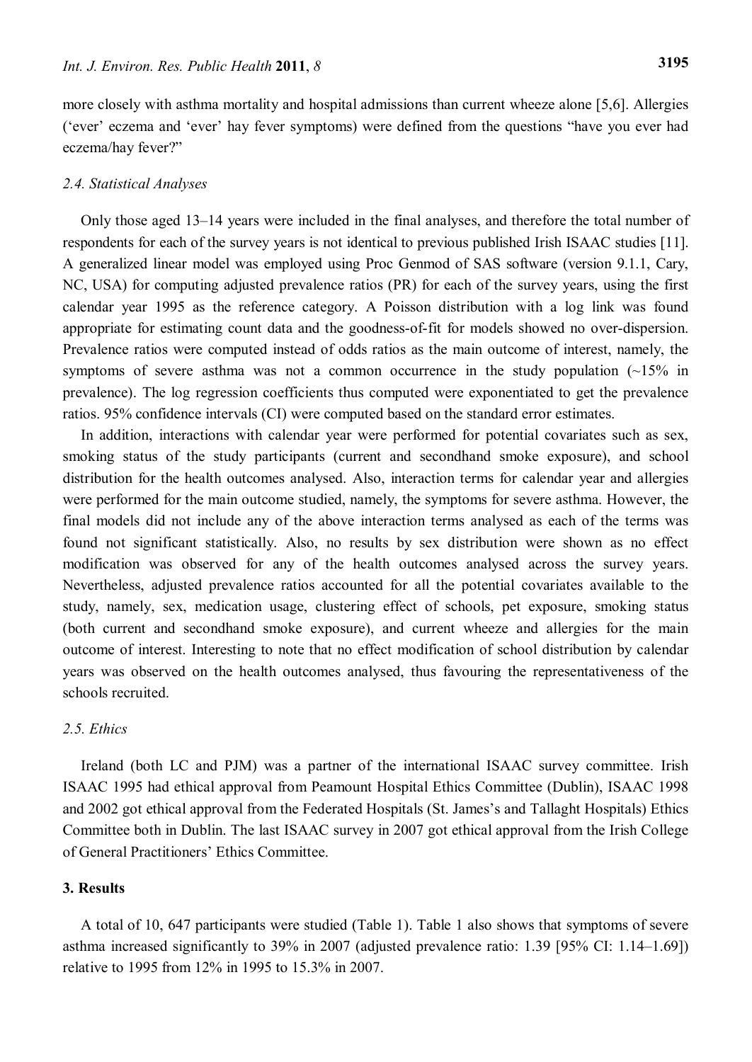more closely with asthma mortality and hospital admissions than current wheeze alone [5,6]. Allergies ('ever' eczema and 'ever' hay fever symptoms) were defined from the questions "have you ever had eczema/hay fever?"

### 2.4. Statistical Analyses

Only those aged 13–14 years were included in the final analyses, and therefore the total number of respondents for each of the survey years is not identical to previous published Irish ISAAC studies [11]. A generalized linear model was employed using Proc Genmod of SAS software (version 9.1.1, Cary, NC, USA) for computing adjusted prevalence ratios (PR) for each of the survey years, using the first calendar year 1995 as the reference category. A Poisson distribution with a log link was found appropriate for estimating count data and the goodness-of-fit for models showed no over-dispersion. Prevalence ratios were computed instead of odds ratios as the main outcome of interest, namely, the symptoms of severe asthma was not a common occurrence in the study population (~15% in prevalence). The log regression coefficients thus computed were exponentiated to get the prevalence ratios. 95% confidence intervals (CI) were computed based on the standard error estimates.

In addition, interactions with calendar year were performed for potential covariates such as sex, smoking status of the study participants (current and secondhand smoke exposure), and school distribution for the health outcomes analysed. Also, interaction terms for calendar year and allergies were performed for the main outcome studied, namely, the symptoms for severe asthma. However, the final models did not include any of the above interaction terms analysed as each of the terms was found not significant statistically. Also, no results by sex distribution were shown as no effect modification was observed for any of the health outcomes analysed across the survey years. Nevertheless, adjusted prevalence ratios accounted for all the potential covariates available to the study, namely, sex, medication usage, clustering effect of schools, pet exposure, smoking status (both current and secondhand smoke exposure), and current wheeze and allergies for the main outcome of interest. Interesting to note that no effect modification of school distribution by calendar years was observed on the health outcomes analysed, thus favouring the representativeness of the schools recruited.

### 2.5. Ethics

Ireland (both LC and PJM) was a partner of the international ISAAC survey committee. Irish ISAAC 1995 had ethical approval from Peamount Hospital Ethics Committee (Dublin), ISAAC 1998 and 2002 got ethical approval from the Federated Hospitals (St. James's and Tallaght Hospitals) Ethics Committee both in Dublin. The last ISAAC survey in 2007 got ethical approval from the Irish College of General Practitioners' Ethics Committee.

## 3. Results

A total of 10, 647 participants were studied (Table 1). Table 1 also shows that symptoms of severe asthma increased significantly to 39% in 2007 (adjusted prevalence ratio: 1.39 [95% CI: 1.14–1.69]) relative to 1995 from 12% in 1995 to 15.3% in 2007.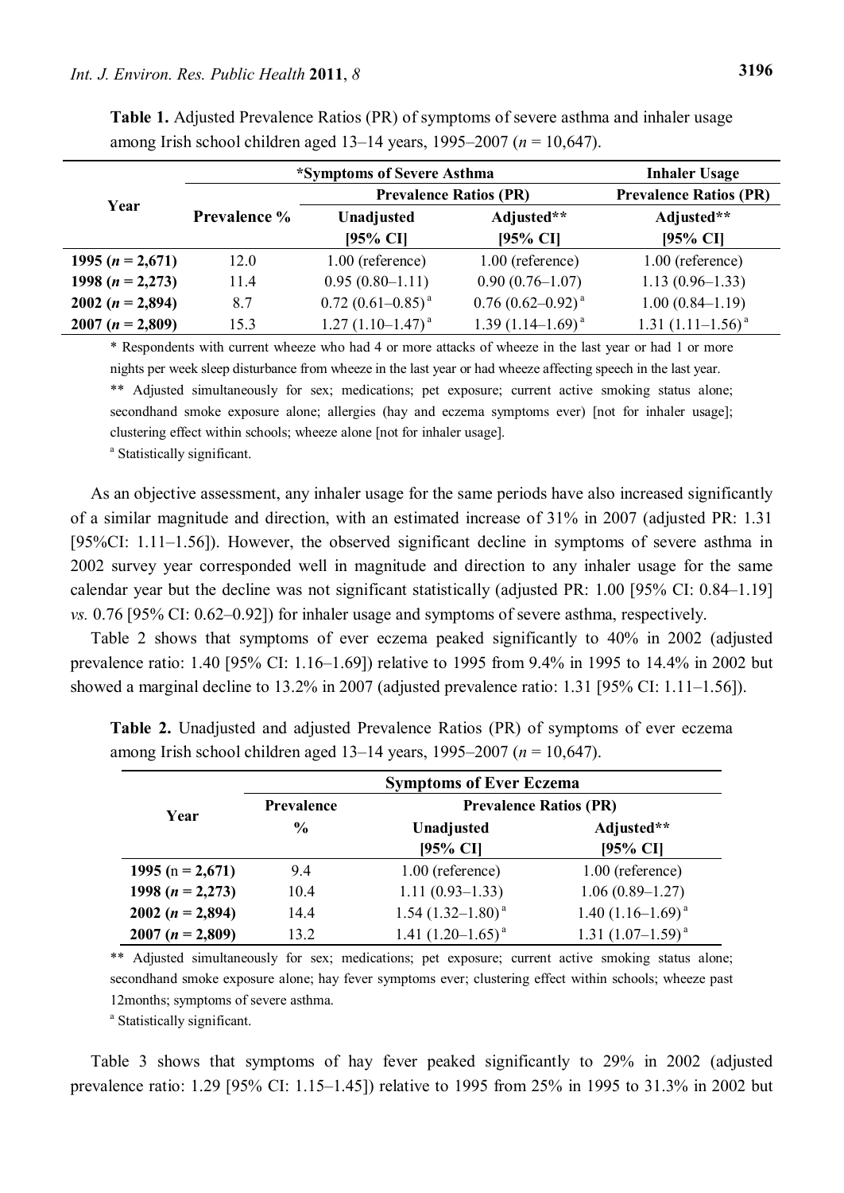**Table 1.** Adjusted Prevalence Ratios (PR) of symptoms of severe asthma and inhaler usage among Irish school children aged 13–14 years, 1995–2007 (*n* = 10,647).

| Year | *Symptoms of Severe Asthma | | | Inhaler Usage |
|---|---|---|---|---|
| | Prevalence % | Prevalence Ratios (PR) | | Prevalence Ratios (PR) |
| | | Unadjusted [95% CI] | Adjusted** [95% CI] | Adjusted** [95% CI] |
| **1995 (*n* = 2,671)** | 12.0 | 1.00 (reference) | 1.00 (reference) | 1.00 (reference) |
| **1998 (*n* = 2,273)** | 11.4 | 0.95 (0.80–1.11) | 0.90 (0.76–1.07) | 1.13 (0.96–1.33) |
| **2002 (*n* = 2,894)** | 8.7 | 0.72 (0.61–0.85) [a] | 0.76 (0.62–0.92) [a] | 1.00 (0.84–1.19) |
| **2007 (*n* = 2,809)** | 15.3 | 1.27 (1.10–1.47) [a] | 1.39 (1.14–1.69) [a] | 1.31 (1.11–1.56) [a] |

\* Respondents with current wheeze who had 4 or more attacks of wheeze in the last year or had 1 or more nights per week sleep disturbance from wheeze in the last year or had wheeze affecting speech in the last year.

\*\* Adjusted simultaneously for sex; medications; pet exposure; current active smoking status alone; secondhand smoke exposure alone; allergies (hay and eczema symptoms ever) [not for inhaler usage]; clustering effect within schools; wheeze alone [not for inhaler usage].

[a] Statistically significant.

As an objective assessment, any inhaler usage for the same periods have also increased significantly of a similar magnitude and direction, with an estimated increase of 31% in 2007 (adjusted PR: 1.31 [95%CI: 1.11–1.56]). However, the observed significant decline in symptoms of severe asthma in 2002 survey year corresponded well in magnitude and direction to any inhaler usage for the same calendar year but the decline was not significant statistically (adjusted PR: 1.00 [95% CI: 0.84–1.19] *vs.* 0.76 [95% CI: 0.62–0.92]) for inhaler usage and symptoms of severe asthma, respectively.

Table 2 shows that symptoms of ever eczema peaked significantly to 40% in 2002 (adjusted prevalence ratio: 1.40 [95% CI: 1.16–1.69]) relative to 1995 from 9.4% in 1995 to 14.4% in 2002 but showed a marginal decline to 13.2% in 2007 (adjusted prevalence ratio: 1.31 [95% CI: 1.11–1.56]).

**Table 2.** Unadjusted and adjusted Prevalence Ratios (PR) of symptoms of ever eczema among Irish school children aged 13–14 years, 1995–2007 (*n* = 10,647).

| Year | Symptoms of Ever Eczema | | |
|---|---|---|---|
| | Prevalence % | Prevalence Ratios (PR) | |
| | | Unadjusted [95% CI] | Adjusted** [95% CI] |
| **1995 (n = 2,671)** | 9.4 | 1.00 (reference) | 1.00 (reference) |
| **1998 (*n* = 2,273)** | 10.4 | 1.11 (0.93–1.33) | 1.06 (0.89–1.27) |
| **2002 (*n* = 2,894)** | 14.4 | 1.54 (1.32–1.80) [a] | 1.40 (1.16–1.69) [a] |
| **2007 (*n* = 2,809)** | 13.2 | 1.41 (1.20–1.65) [a] | 1.31 (1.07–1.59) [a] |

\*\* Adjusted simultaneously for sex; medications; pet exposure; current active smoking status alone; secondhand smoke exposure alone; hay fever symptoms ever; clustering effect within schools; wheeze past 12months; symptoms of severe asthma.

[a] Statistically significant.

Table 3 shows that symptoms of hay fever peaked significantly to 29% in 2002 (adjusted prevalence ratio: 1.29 [95% CI: 1.15–1.45]) relative to 1995 from 25% in 1995 to 31.3% in 2002 but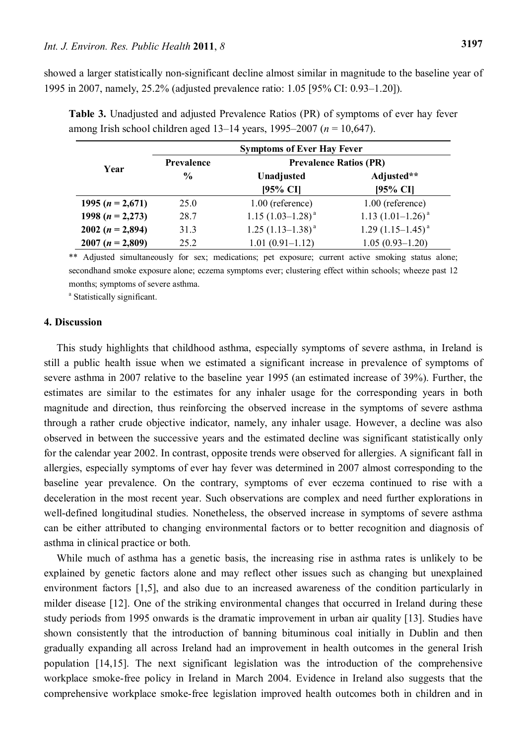showed a larger statistically non-significant decline almost similar in magnitude to the baseline year of 1995 in 2007, namely, 25.2% (adjusted prevalence ratio: 1.05 [95% CI: 0.93–1.20]).

**Table 3.** Unadjusted and adjusted Prevalence Ratios (PR) of symptoms of ever hay fever among Irish school children aged 13–14 years, 1995–2007 ($n$ = 10,647).

| Year | Symptoms of Ever Hay Fever | | |
|---|---|---|---|
| | Prevalence % | Prevalence Ratios (PR) | |
| | | Unadjusted [95% CI] | Adjusted** [95% CI] |
| **1995 ($n$ = 2,671)** | 25.0 | 1.00 (reference) | 1.00 (reference) |
| **1998 ($n$ = 2,273)** | 28.7 | 1.15 (1.03–1.28) [a] | 1.13 (1.01–1.26) [a] |
| **2002 ($n$ = 2,894)** | 31.3 | 1.25 (1.13–1.38) [a] | 1.29 (1.15–1.45) [a] |
| **2007 ($n$ = 2,809)** | 25.2 | 1.01 (0.91–1.12) | 1.05 (0.93–1.20) |

** Adjusted simultaneously for sex; medications; pet exposure; current active smoking status alone; secondhand smoke exposure alone; eczema symptoms ever; clustering effect within schools; wheeze past 12 months; symptoms of severe asthma.

[a] Statistically significant.

## 4. Discussion

This study highlights that childhood asthma, especially symptoms of severe asthma, in Ireland is still a public health issue when we estimated a significant increase in prevalence of symptoms of severe asthma in 2007 relative to the baseline year 1995 (an estimated increase of 39%). Further, the estimates are similar to the estimates for any inhaler usage for the corresponding years in both magnitude and direction, thus reinforcing the observed increase in the symptoms of severe asthma through a rather crude objective indicator, namely, any inhaler usage. However, a decline was also observed in between the successive years and the estimated decline was significant statistically only for the calendar year 2002. In contrast, opposite trends were observed for allergies. A significant fall in allergies, especially symptoms of ever hay fever was determined in 2007 almost corresponding to the baseline year prevalence. On the contrary, symptoms of ever eczema continued to rise with a deceleration in the most recent year. Such observations are complex and need further explorations in well-defined longitudinal studies. Nonetheless, the observed increase in symptoms of severe asthma can be either attributed to changing environmental factors or to better recognition and diagnosis of asthma in clinical practice or both.

While much of asthma has a genetic basis, the increasing rise in asthma rates is unlikely to be explained by genetic factors alone and may reflect other issues such as changing but unexplained environment factors [1,5], and also due to an increased awareness of the condition particularly in milder disease [12]. One of the striking environmental changes that occurred in Ireland during these study periods from 1995 onwards is the dramatic improvement in urban air quality [13]. Studies have shown consistently that the introduction of banning bituminous coal initially in Dublin and then gradually expanding all across Ireland had an improvement in health outcomes in the general Irish population [14,15]. The next significant legislation was the introduction of the comprehensive workplace smoke-free policy in Ireland in March 2004. Evidence in Ireland also suggests that the comprehensive workplace smoke-free legislation improved health outcomes both in children and in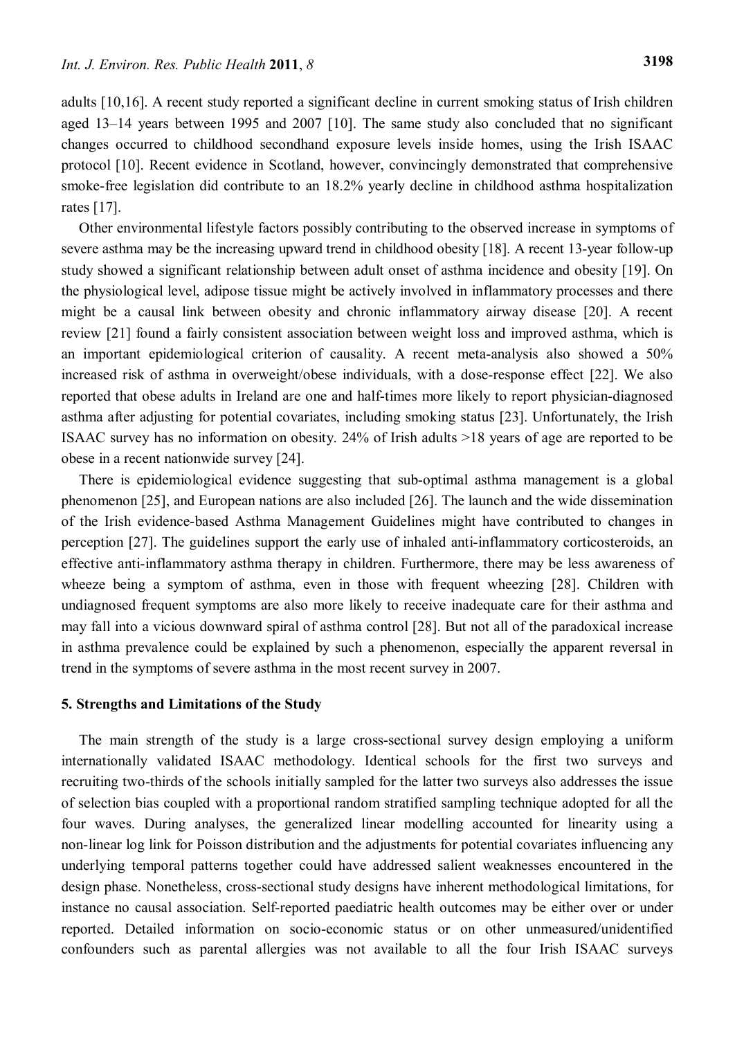adults [10,16]. A recent study reported a significant decline in current smoking status of Irish children aged 13–14 years between 1995 and 2007 [10]. The same study also concluded that no significant changes occurred to childhood secondhand exposure levels inside homes, using the Irish ISAAC protocol [10]. Recent evidence in Scotland, however, convincingly demonstrated that comprehensive smoke-free legislation did contribute to an 18.2% yearly decline in childhood asthma hospitalization rates [17].

Other environmental lifestyle factors possibly contributing to the observed increase in symptoms of severe asthma may be the increasing upward trend in childhood obesity [18]. A recent 13-year follow-up study showed a significant relationship between adult onset of asthma incidence and obesity [19]. On the physiological level, adipose tissue might be actively involved in inflammatory processes and there might be a causal link between obesity and chronic inflammatory airway disease [20]. A recent review [21] found a fairly consistent association between weight loss and improved asthma, which is an important epidemiological criterion of causality. A recent meta-analysis also showed a 50% increased risk of asthma in overweight/obese individuals, with a dose-response effect [22]. We also reported that obese adults in Ireland are one and half-times more likely to report physician-diagnosed asthma after adjusting for potential covariates, including smoking status [23]. Unfortunately, the Irish ISAAC survey has no information on obesity. 24% of Irish adults >18 years of age are reported to be obese in a recent nationwide survey [24].

There is epidemiological evidence suggesting that sub-optimal asthma management is a global phenomenon [25], and European nations are also included [26]. The launch and the wide dissemination of the Irish evidence-based Asthma Management Guidelines might have contributed to changes in perception [27]. The guidelines support the early use of inhaled anti-inflammatory corticosteroids, an effective anti-inflammatory asthma therapy in children. Furthermore, there may be less awareness of wheeze being a symptom of asthma, even in those with frequent wheezing [28]. Children with undiagnosed frequent symptoms are also more likely to receive inadequate care for their asthma and may fall into a vicious downward spiral of asthma control [28]. But not all of the paradoxical increase in asthma prevalence could be explained by such a phenomenon, especially the apparent reversal in trend in the symptoms of severe asthma in the most recent survey in 2007.

## 5. Strengths and Limitations of the Study

The main strength of the study is a large cross-sectional survey design employing a uniform internationally validated ISAAC methodology. Identical schools for the first two surveys and recruiting two-thirds of the schools initially sampled for the latter two surveys also addresses the issue of selection bias coupled with a proportional random stratified sampling technique adopted for all the four waves. During analyses, the generalized linear modelling accounted for linearity using a non-linear log link for Poisson distribution and the adjustments for potential covariates influencing any underlying temporal patterns together could have addressed salient weaknesses encountered in the design phase. Nonetheless, cross-sectional study designs have inherent methodological limitations, for instance no causal association. Self-reported paediatric health outcomes may be either over or under reported. Detailed information on socio-economic status or on other unmeasured/unidentified confounders such as parental allergies was not available to all the four Irish ISAAC surveys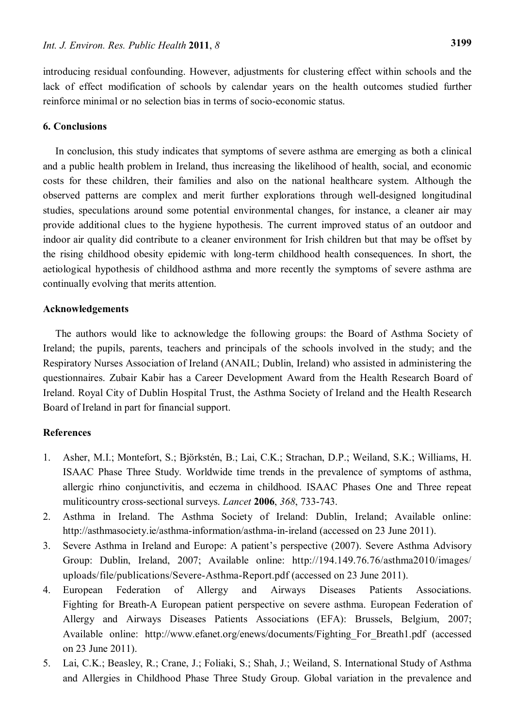introducing residual confounding. However, adjustments for clustering effect within schools and the lack of effect modification of schools by calendar years on the health outcomes studied further reinforce minimal or no selection bias in terms of socio-economic status.

## 6. Conclusions

In conclusion, this study indicates that symptoms of severe asthma are emerging as both a clinical and a public health problem in Ireland, thus increasing the likelihood of health, social, and economic costs for these children, their families and also on the national healthcare system. Although the observed patterns are complex and merit further explorations through well-designed longitudinal studies, speculations around some potential environmental changes, for instance, a cleaner air may provide additional clues to the hygiene hypothesis. The current improved status of an outdoor and indoor air quality did contribute to a cleaner environment for Irish children but that may be offset by the rising childhood obesity epidemic with long-term childhood health consequences. In short, the aetiological hypothesis of childhood asthma and more recently the symptoms of severe asthma are continually evolving that merits attention.

## Acknowledgements

The authors would like to acknowledge the following groups: the Board of Asthma Society of Ireland; the pupils, parents, teachers and principals of the schools involved in the study; and the Respiratory Nurses Association of Ireland (ANAIL; Dublin, Ireland) who assisted in administering the questionnaires. Zubair Kabir has a Career Development Award from the Health Research Board of Ireland. Royal City of Dublin Hospital Trust, the Asthma Society of Ireland and the Health Research Board of Ireland in part for financial support.

## References

1. Asher, M.I.; Montefort, S.; Björkstén, B.; Lai, C.K.; Strachan, D.P.; Weiland, S.K.; Williams, H. ISAAC Phase Three Study. Worldwide time trends in the prevalence of symptoms of asthma, allergic rhino conjunctivitis, and eczema in childhood. ISAAC Phases One and Three repeat muliticountry cross-sectional surveys. *Lancet* **2006**, *368*, 733-743.
2. Asthma in Ireland. The Asthma Society of Ireland: Dublin, Ireland; Available online: http://asthmasociety.ie/asthma-information/asthma-in-ireland (accessed on 23 June 2011).
3. Severe Asthma in Ireland and Europe: A patient's perspective (2007). Severe Asthma Advisory Group: Dublin, Ireland, 2007; Available online: http://194.149.76.76/asthma2010/images/uploads/file/publications/Severe-Asthma-Report.pdf (accessed on 23 June 2011).
4. European Federation of Allergy and Airways Diseases Patients Associations. Fighting for Breath-A European patient perspective on severe asthma. European Federation of Allergy and Airways Diseases Patients Associations (EFA): Brussels, Belgium, 2007; Available online: http://www.efanet.org/enews/documents/Fighting_For_Breath1.pdf (accessed on 23 June 2011).
5. Lai, C.K.; Beasley, R.; Crane, J.; Foliaki, S.; Shah, J.; Weiland, S. International Study of Asthma and Allergies in Childhood Phase Three Study Group. Global variation in the prevalence and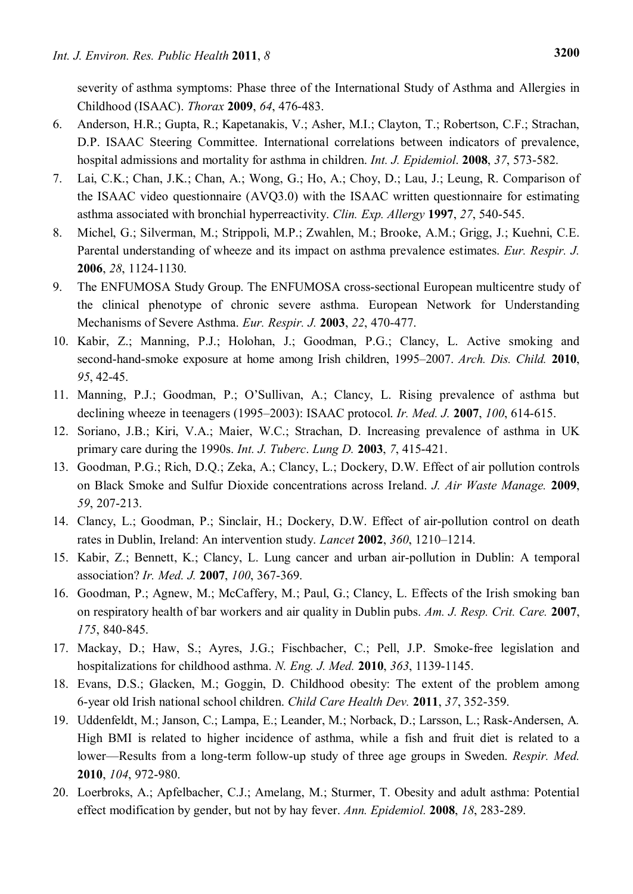severity of asthma symptoms: Phase three of the International Study of Asthma and Allergies in Childhood (ISAAC). *Thorax* **2009**, *64*, 476-483.

6. Anderson, H.R.; Gupta, R.; Kapetanakis, V.; Asher, M.I.; Clayton, T.; Robertson, C.F.; Strachan, D.P. ISAAC Steering Committee. International correlations between indicators of prevalence, hospital admissions and mortality for asthma in children. *Int. J. Epidemiol.* **2008**, *37*, 573-582.
7. Lai, C.K.; Chan, J.K.; Chan, A.; Wong, G.; Ho, A.; Choy, D.; Lau, J.; Leung, R. Comparison of the ISAAC video questionnaire (AVQ3.0) with the ISAAC written questionnaire for estimating asthma associated with bronchial hyperreactivity. *Clin. Exp. Allergy* **1997**, *27*, 540-545.
8. Michel, G.; Silverman, M.; Strippoli, M.P.; Zwahlen, M.; Brooke, A.M.; Grigg, J.; Kuehni, C.E. Parental understanding of wheeze and its impact on asthma prevalence estimates. *Eur. Respir. J.* **2006**, *28*, 1124-1130.
9. The ENFUMOSA Study Group. The ENFUMOSA cross-sectional European multicentre study of the clinical phenotype of chronic severe asthma. European Network for Understanding Mechanisms of Severe Asthma. *Eur. Respir. J.* **2003**, *22*, 470-477.
10. Kabir, Z.; Manning, P.J.; Holohan, J.; Goodman, P.G.; Clancy, L. Active smoking and second-hand-smoke exposure at home among Irish children, 1995–2007. *Arch. Dis. Child.* **2010**, *95*, 42-45.
11. Manning, P.J.; Goodman, P.; O'Sullivan, A.; Clancy, L. Rising prevalence of asthma but declining wheeze in teenagers (1995–2003): ISAAC protocol. *Ir. Med. J.* **2007**, *100*, 614-615.
12. Soriano, J.B.; Kiri, V.A.; Maier, W.C.; Strachan, D. Increasing prevalence of asthma in UK primary care during the 1990s. *Int. J. Tuberc. Lung D.* **2003**, *7*, 415-421.
13. Goodman, P.G.; Rich, D.Q.; Zeka, A.; Clancy, L.; Dockery, D.W. Effect of air pollution controls on Black Smoke and Sulfur Dioxide concentrations across Ireland. *J. Air Waste Manage.* **2009**, *59*, 207-213.
14. Clancy, L.; Goodman, P.; Sinclair, H.; Dockery, D.W. Effect of air-pollution control on death rates in Dublin, Ireland: An intervention study. *Lancet* **2002**, *360*, 1210–1214.
15. Kabir, Z.; Bennett, K.; Clancy, L. Lung cancer and urban air-pollution in Dublin: A temporal association? *Ir. Med. J.* **2007**, *100*, 367-369.
16. Goodman, P.; Agnew, M.; McCaffery, M.; Paul, G.; Clancy, L. Effects of the Irish smoking ban on respiratory health of bar workers and air quality in Dublin pubs. *Am. J. Resp. Crit. Care.* **2007**, *175*, 840-845.
17. Mackay, D.; Haw, S.; Ayres, J.G.; Fischbacher, C.; Pell, J.P. Smoke-free legislation and hospitalizations for childhood asthma. *N. Eng. J. Med.* **2010**, *363*, 1139-1145.
18. Evans, D.S.; Glacken, M.; Goggin, D. Childhood obesity: The extent of the problem among 6-year old Irish national school children. *Child Care Health Dev.* **2011**, *37*, 352-359.
19. Uddenfeldt, M.; Janson, C.; Lampa, E.; Leander, M.; Norback, D.; Larsson, L.; Rask-Andersen, A. High BMI is related to higher incidence of asthma, while a fish and fruit diet is related to a lower—Results from a long-term follow-up study of three age groups in Sweden. *Respir. Med.* **2010**, *104*, 972-980.
20. Loerbroks, A.; Apfelbacher, C.J.; Amelang, M.; Sturmer, T. Obesity and adult asthma: Potential effect modification by gender, but not by hay fever. *Ann. Epidemiol.* **2008**, *18*, 283-289.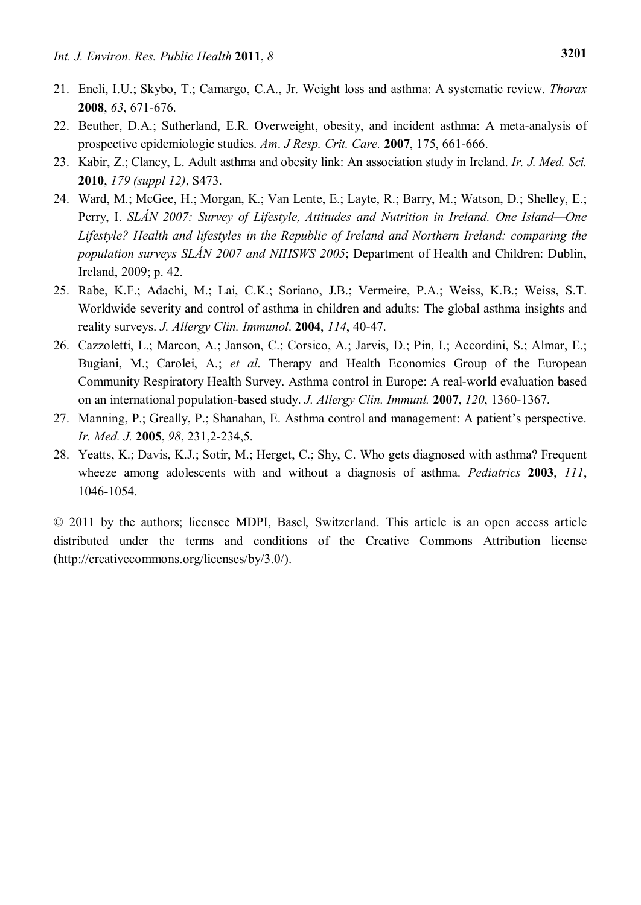21. Eneli, I.U.; Skybo, T.; Camargo, C.A., Jr. Weight loss and asthma: A systematic review. *Thorax* **2008**, *63*, 671-676.
22. Beuther, D.A.; Sutherland, E.R. Overweight, obesity, and incident asthma: A meta-analysis of prospective epidemiologic studies. *Am. J Resp. Crit. Care.* **2007**, 175, 661-666.
23. Kabir, Z.; Clancy, L. Adult asthma and obesity link: An association study in Ireland. *Ir. J. Med. Sci.* **2010**, *179 (suppl 12)*, S473.
24. Ward, M.; McGee, H.; Morgan, K.; Van Lente, E.; Layte, R.; Barry, M.; Watson, D.; Shelley, E.; Perry, I. *SLÁN 2007: Survey of Lifestyle, Attitudes and Nutrition in Ireland. One Island—One Lifestyle? Health and lifestyles in the Republic of Ireland and Northern Ireland: comparing the population surveys SLÁN 2007 and NIHSWS 2005*; Department of Health and Children: Dublin, Ireland, 2009; p. 42.
25. Rabe, K.F.; Adachi, M.; Lai, C.K.; Soriano, J.B.; Vermeire, P.A.; Weiss, K.B.; Weiss, S.T. Worldwide severity and control of asthma in children and adults: The global asthma insights and reality surveys. *J. Allergy Clin. Immunol*. **2004**, *114*, 40-47.
26. Cazzoletti, L.; Marcon, A.; Janson, C.; Corsico, A.; Jarvis, D.; Pin, I.; Accordini, S.; Almar, E.; Bugiani, M.; Carolei, A.; *et al*. Therapy and Health Economics Group of the European Community Respiratory Health Survey. Asthma control in Europe: A real-world evaluation based on an international population-based study. *J. Allergy Clin. Immunl.* **2007**, *120*, 1360-1367.
27. Manning, P.; Greally, P.; Shanahan, E. Asthma control and management: A patient's perspective. *Ir. Med. J.* **2005**, *98*, 231,2-234,5.
28. Yeatts, K.; Davis, K.J.; Sotir, M.; Herget, C.; Shy, C. Who gets diagnosed with asthma? Frequent wheeze among adolescents with and without a diagnosis of asthma. *Pediatrics* **2003**, *111*, 1046-1054.

© 2011 by the authors; licensee MDPI, Basel, Switzerland. This article is an open access article distributed under the terms and conditions of the Creative Commons Attribution license (http://creativecommons.org/licenses/by/3.0/).